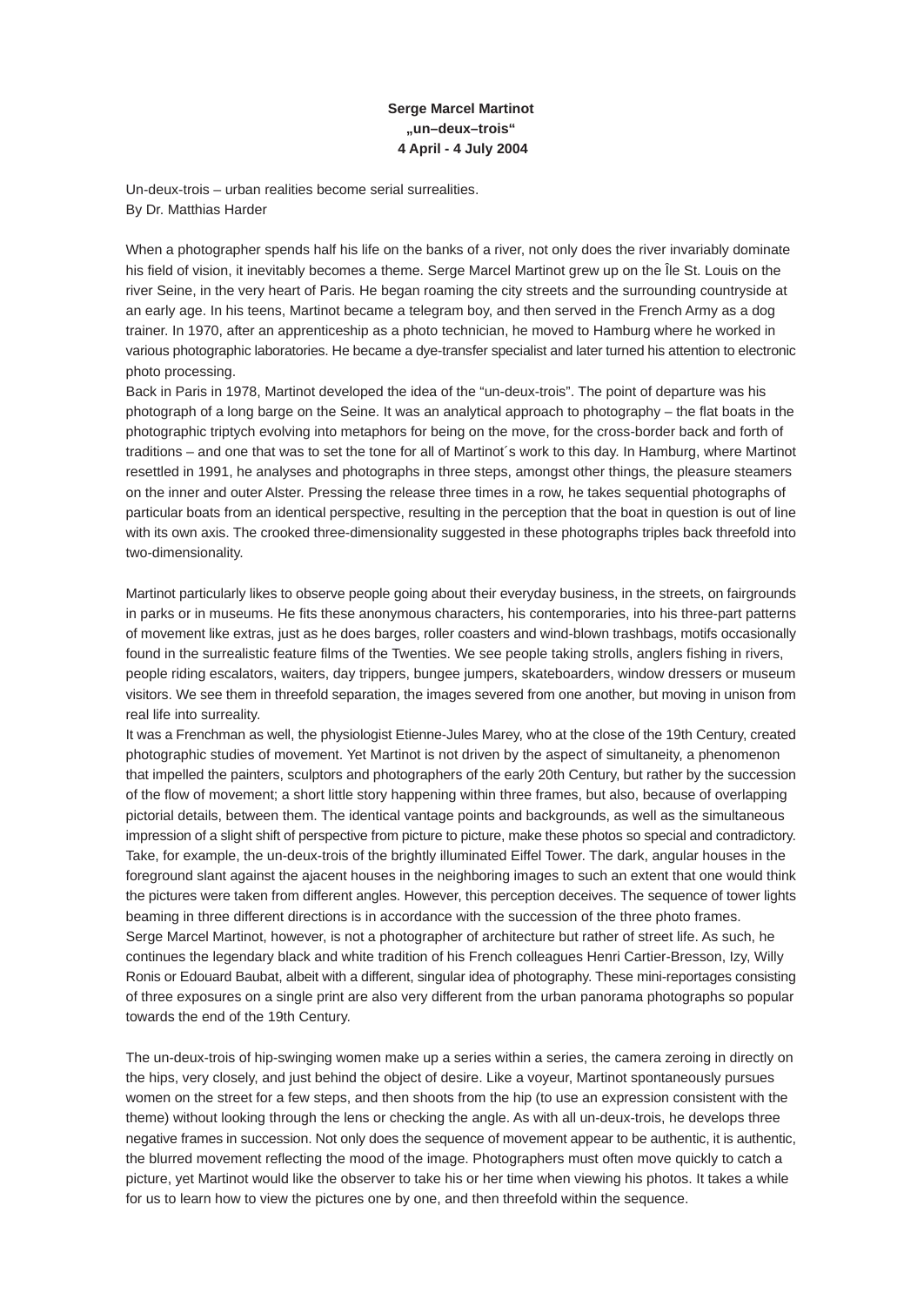**Serge Marcel Martinot**
**„un–deux–trois“**
**4 April - 4 July 2004**

Un-deux-trois – urban realities become serial surrealities.
By Dr. Matthias Harder

When a photographer spends half his life on the banks of a river, not only does the river invariably dominate his field of vision, it inevitably becomes a theme. Serge Marcel Martinot grew up on the Île St. Louis on the river Seine, in the very heart of Paris. He began roaming the city streets and the surrounding countryside at an early age. In his teens, Martinot became a telegram boy, and then served in the French Army as a dog trainer. In 1970, after an apprenticeship as a photo technician, he moved to Hamburg where he worked in various photographic laboratories. He became a dye-transfer specialist and later turned his attention to electronic photo processing.
Back in Paris in 1978, Martinot developed the idea of the “un-deux-trois”. The point of departure was his photograph of a long barge on the Seine. It was an analytical approach to photography – the flat boats in the photographic triptych evolving into metaphors for being on the move, for the cross-border back and forth of traditions – and one that was to set the tone for all of Martinot´s work to this day. In Hamburg, where Martinot resettled in 1991, he analyses and photographs in three steps, amongst other things, the pleasure steamers on the inner and outer Alster. Pressing the release three times in a row, he takes sequential photographs of particular boats from an identical perspective, resulting in the perception that the boat in question is out of line with its own axis. The crooked three-dimensionality suggested in these photographs triples back threefold into two-dimensionality.

Martinot particularly likes to observe people going about their everyday business, in the streets, on fairgrounds in parks or in museums. He fits these anonymous characters, his contemporaries, into his three-part patterns of movement like extras, just as he does barges, roller coasters and wind-blown trashbags, motifs occasionally found in the surrealistic feature films of the Twenties. We see people taking strolls, anglers fishing in rivers, people riding escalators, waiters, day trippers, bungee jumpers, skateboarders, window dressers or museum visitors. We see them in threefold separation, the images severed from one another, but moving in unison from real life into surreality.
It was a Frenchman as well, the physiologist Etienne-Jules Marey, who at the close of the 19th Century, created photographic studies of movement. Yet Martinot is not driven by the aspect of simultaneity, a phenomenon that impelled the painters, sculptors and photographers of the early 20th Century, but rather by the succession of the flow of movement; a short little story happening within three frames, but also, because of overlapping pictorial details, between them. The identical vantage points and backgrounds, as well as the simultaneous impression of a slight shift of perspective from picture to picture, make these photos so special and contradictory. Take, for example, the un-deux-trois of the brightly illuminated Eiffel Tower. The dark, angular houses in the foreground slant against the ajacent houses in the neighboring images to such an extent that one would think the pictures were taken from different angles. However, this perception deceives. The sequence of tower lights beaming in three different directions is in accordance with the succession of the three photo frames.
Serge Marcel Martinot, however, is not a photographer of architecture but rather of street life. As such, he continues the legendary black and white tradition of his French colleagues Henri Cartier-Bresson, Izy, Willy Ronis or Edouard Baubat, albeit with a different, singular idea of photography. These mini-reportages consisting of three exposures on a single print are also very different from the urban panorama photographs so popular towards the end of the 19th Century.

The un-deux-trois of hip-swinging women make up a series within a series, the camera zeroing in directly on the hips, very closely, and just behind the object of desire. Like a voyeur, Martinot spontaneously pursues women on the street for a few steps, and then shoots from the hip (to use an expression consistent with the theme) without looking through the lens or checking the angle. As with all un-deux-trois, he develops three negative frames in succession. Not only does the sequence of movement appear to be authentic, it is authentic, the blurred movement reflecting the mood of the image. Photographers must often move quickly to catch a picture, yet Martinot would like the observer to take his or her time when viewing his photos. It takes a while for us to learn how to view the pictures one by one, and then threefold within the sequence.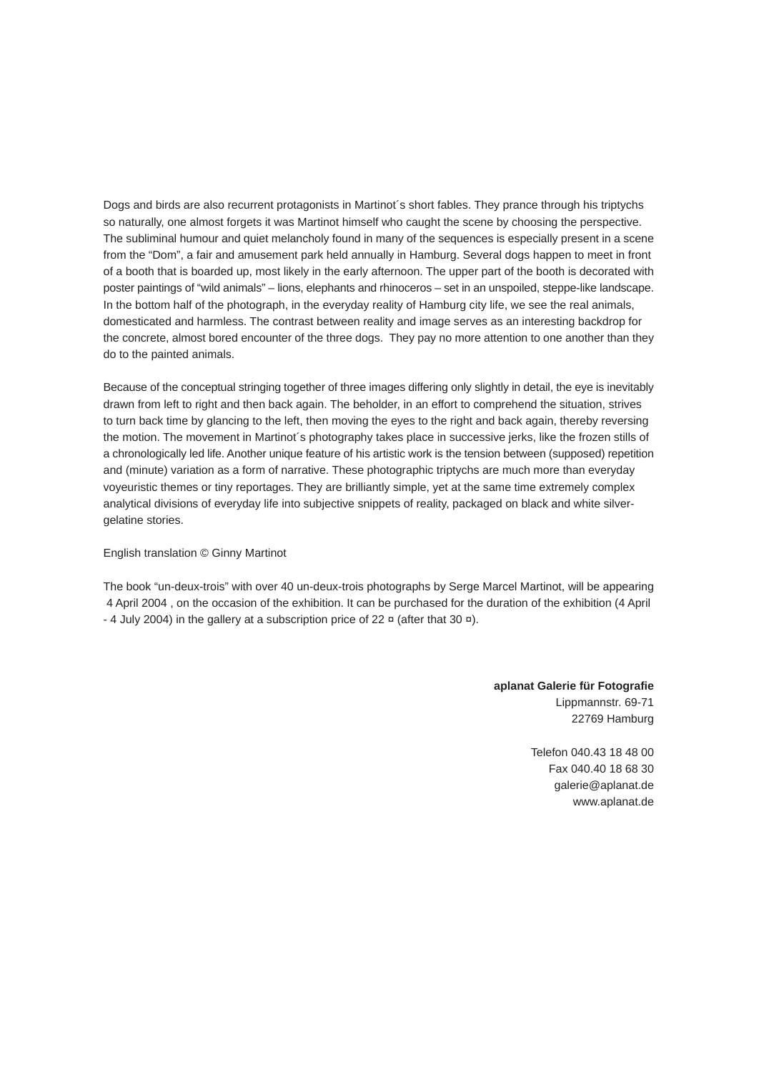Dogs and birds are also recurrent protagonists in Martinot´s short fables. They prance through his triptychs so naturally, one almost forgets it was Martinot himself who caught the scene by choosing the perspective. The subliminal humour and quiet melancholy found in many of the sequences is especially present in a scene from the “Dom”, a fair and amusement park held annually in Hamburg. Several dogs happen to meet in front of a booth that is boarded up, most likely in the early afternoon. The upper part of the booth is decorated with poster paintings of “wild animals” – lions, elephants and rhinoceros – set in an unspoiled, steppe-like landscape. In the bottom half of the photograph, in the everyday reality of Hamburg city life, we see the real animals, domesticated and harmless. The contrast between reality and image serves as an interesting backdrop for the concrete, almost bored encounter of the three dogs. They pay no more attention to one another than they do to the painted animals.

Because of the conceptual stringing together of three images differing only slightly in detail, the eye is inevitably drawn from left to right and then back again. The beholder, in an effort to comprehend the situation, strives to turn back time by glancing to the left, then moving the eyes to the right and back again, thereby reversing the motion. The movement in Martinot´s photography takes place in successive jerks, like the frozen stills of a chronologically led life. Another unique feature of his artistic work is the tension between (supposed) repetition and (minute) variation as a form of narrative. These photographic triptychs are much more than everyday voyeuristic themes or tiny reportages. They are brilliantly simple, yet at the same time extremely complex analytical divisions of everyday life into subjective snippets of reality, packaged on black and white silver-gelatine stories.

English translation © Ginny Martinot

The book “un-deux-trois” with over 40 un-deux-trois photographs by Serge Marcel Martinot, will be appearing 4 April 2004 , on the occasion of the exhibition. It can be purchased for the duration of the exhibition (4 April - 4 July 2004) in the gallery at a subscription price of 22 ¤ (after that 30 ¤).

**aplanat Galerie für Fotografie**
Lippmannstr. 69-71
22769 Hamburg

Telefon 040.43 18 48 00
Fax 040.40 18 68 30
galerie@aplanat.de
www.aplanat.de